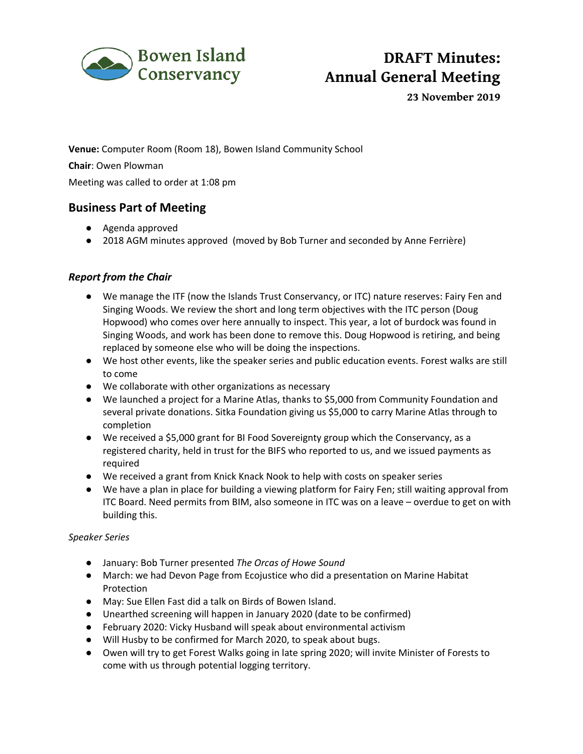Bowen Island Conservancy

# DRAFT Minutes: Annual General Meeting

**23 November 2019**

**Venue:** Computer Room (Room 18), Bowen Island Community School

**Chair**: Owen Plowman

Meeting was called to order at 1:08 pm

## Business Part of Meeting

- Agenda approved
- 2018 AGM minutes approved (moved by Bob Turner and seconded by Anne Ferrière)

### *Report from the Chair*

- We manage the ITF (now the Islands Trust Conservancy, or ITC) nature reserves: Fairy Fen and Singing Woods. We review the short and long term objectives with the ITC person (Doug Hopwood) who comes over here annually to inspect. This year, a lot of burdock was found in Singing Woods, and work has been done to remove this. Doug Hopwood is retiring, and being replaced by someone else who will be doing the inspections.
- We host other events, like the speaker series and public education events. Forest walks are still to come
- We collaborate with other organizations as necessary
- We launched a project for a Marine Atlas, thanks to $5,000 from Community Foundation and several private donations. Sitka Foundation giving us $5,000 to carry Marine Atlas through to completion
- We received a $5,000 grant for BI Food Sovereignty group which the Conservancy, as a registered charity, held in trust for the BIFS who reported to us, and we issued payments as required
- We received a grant from Knick Knack Nook to help with costs on speaker series
- We have a plan in place for building a viewing platform for Fairy Fen; still waiting approval from ITC Board. Need permits from BIM, also someone in ITC was on a leave – overdue to get on with building this.

*Speaker Series*

- January: Bob Turner presented *The Orcas of Howe Sound*
- March: we had Devon Page from Ecojustice who did a presentation on Marine Habitat Protection
- May: Sue Ellen Fast did a talk on Birds of Bowen Island.
- Unearthed screening will happen in January 2020 (date to be confirmed)
- February 2020: Vicky Husband will speak about environmental activism
- Will Husby to be confirmed for March 2020, to speak about bugs.
- Owen will try to get Forest Walks going in late spring 2020; will invite Minister of Forests to come with us through potential logging territory.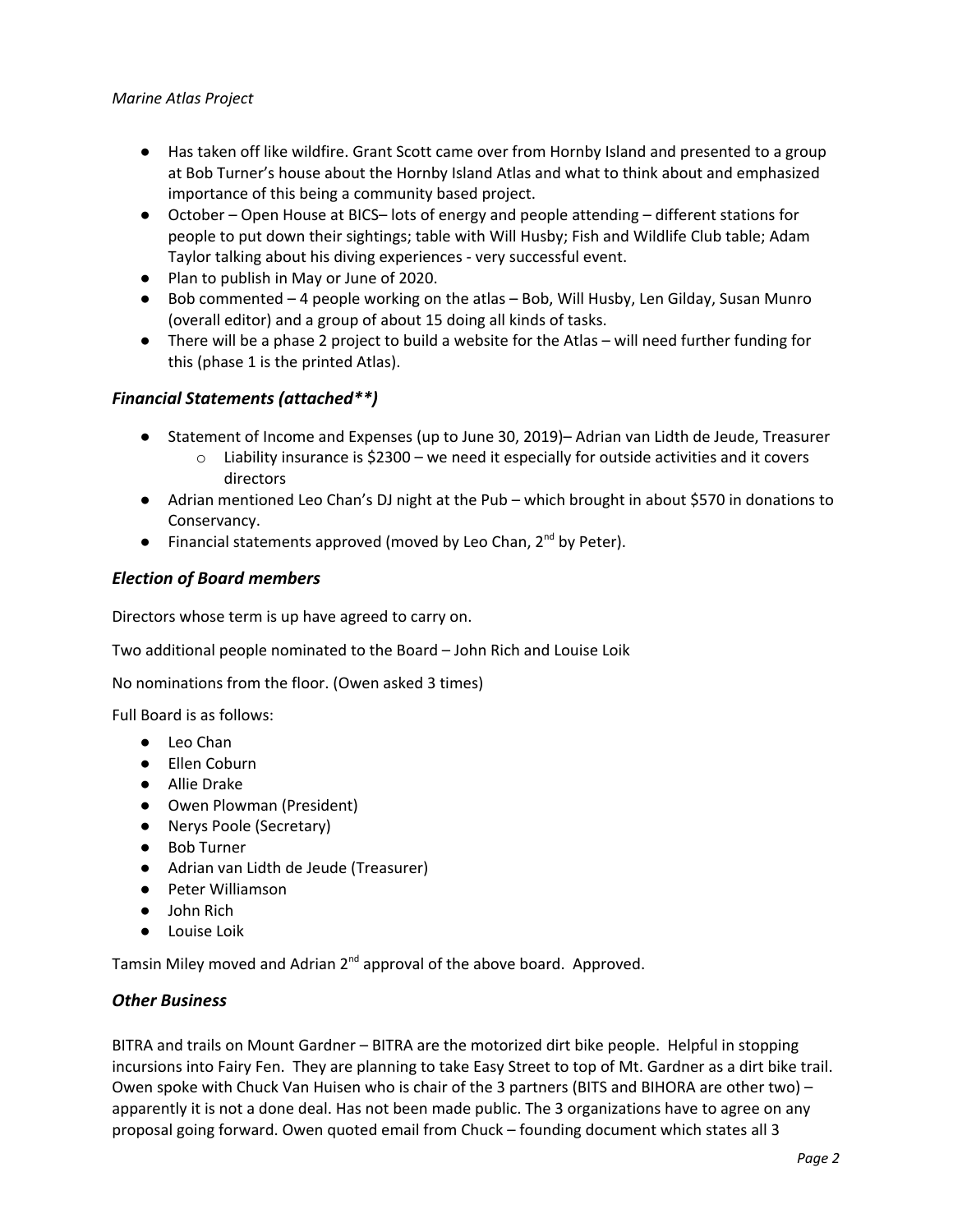*Marine Atlas Project*

- Has taken off like wildfire. Grant Scott came over from Hornby Island and presented to a group at Bob Turner's house about the Hornby Island Atlas and what to think about and emphasized importance of this being a community based project.
- October – Open House at BICS– lots of energy and people attending – different stations for people to put down their sightings; table with Will Husby; Fish and Wildlife Club table; Adam Taylor talking about his diving experiences - very successful event.
- Plan to publish in May or June of 2020.
- Bob commented – 4 people working on the atlas – Bob, Will Husby, Len Gilday, Susan Munro (overall editor) and a group of about 15 doing all kinds of tasks.
- There will be a phase 2 project to build a website for the Atlas – will need further funding for this (phase 1 is the printed Atlas).

### *Financial Statements (attached**)*

- Statement of Income and Expenses (up to June 30, 2019)– Adrian van Lidth de Jeude, Treasurer
    - Liability insurance is $2300 – we need it especially for outside activities and it covers directors
- Adrian mentioned Leo Chan's DJ night at the Pub – which brought in about $570 in donations to Conservancy.
- Financial statements approved (moved by Leo Chan, 2nd by Peter).

### *Election of Board members*

Directors whose term is up have agreed to carry on.

Two additional people nominated to the Board – John Rich and Louise Loik

No nominations from the floor. (Owen asked 3 times)

Full Board is as follows:

- Leo Chan
- Ellen Coburn
- Allie Drake
- Owen Plowman (President)
- Nerys Poole (Secretary)
- Bob Turner
- Adrian van Lidth de Jeude (Treasurer)
- Peter Williamson
- John Rich
- Louise Loik

Tamsin Miley moved and Adrian 2nd approval of the above board. Approved.

### *Other Business*

BITRA and trails on Mount Gardner – BITRA are the motorized dirt bike people. Helpful in stopping incursions into Fairy Fen. They are planning to take Easy Street to top of Mt. Gardner as a dirt bike trail. Owen spoke with Chuck Van Huisen who is chair of the 3 partners (BITS and BIHORA are other two) – apparently it is not a done deal. Has not been made public. The 3 organizations have to agree on any proposal going forward. Owen quoted email from Chuck – founding document which states all 3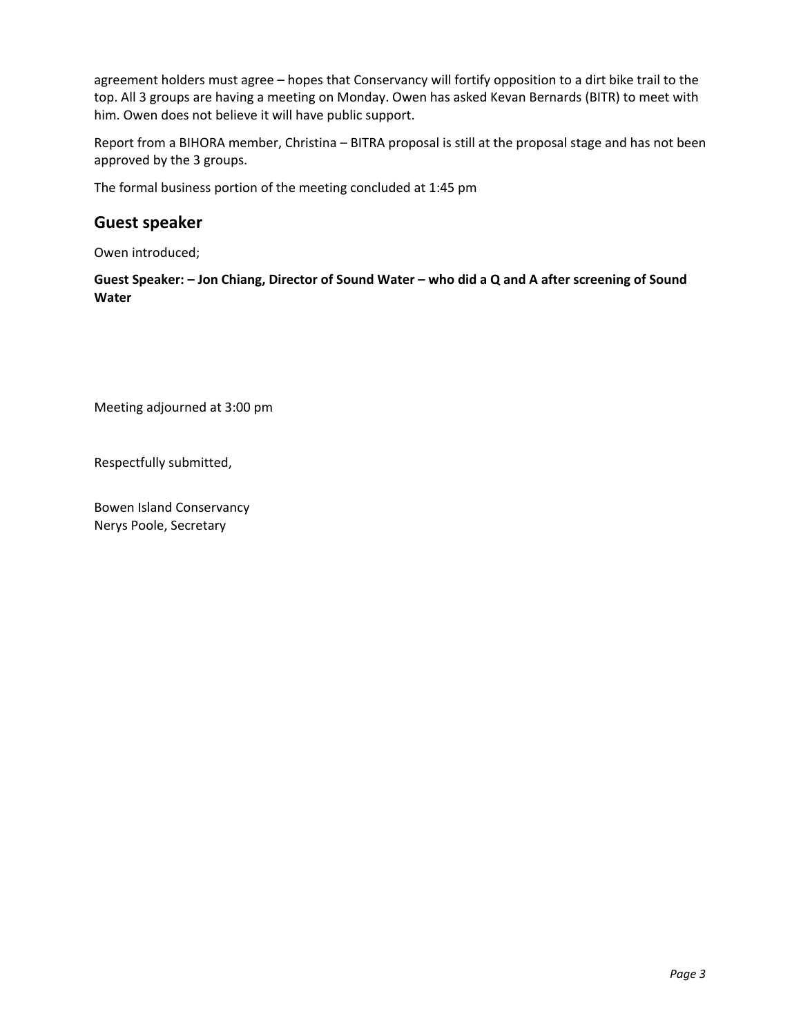agreement holders must agree – hopes that Conservancy will fortify opposition to a dirt bike trail to the top. All 3 groups are having a meeting on Monday. Owen has asked Kevan Bernards (BITR) to meet with him. Owen does not believe it will have public support.

Report from a BIHORA member, Christina – BITRA proposal is still at the proposal stage and has not been approved by the 3 groups.

The formal business portion of the meeting concluded at 1:45 pm

## Guest speaker

Owen introduced;

**Guest Speaker: – Jon Chiang, Director of Sound Water – who did a Q and A after screening of Sound Water**

Meeting adjourned at 3:00 pm

Respectfully submitted,

Bowen Island Conservancy
Nerys Poole, Secretary